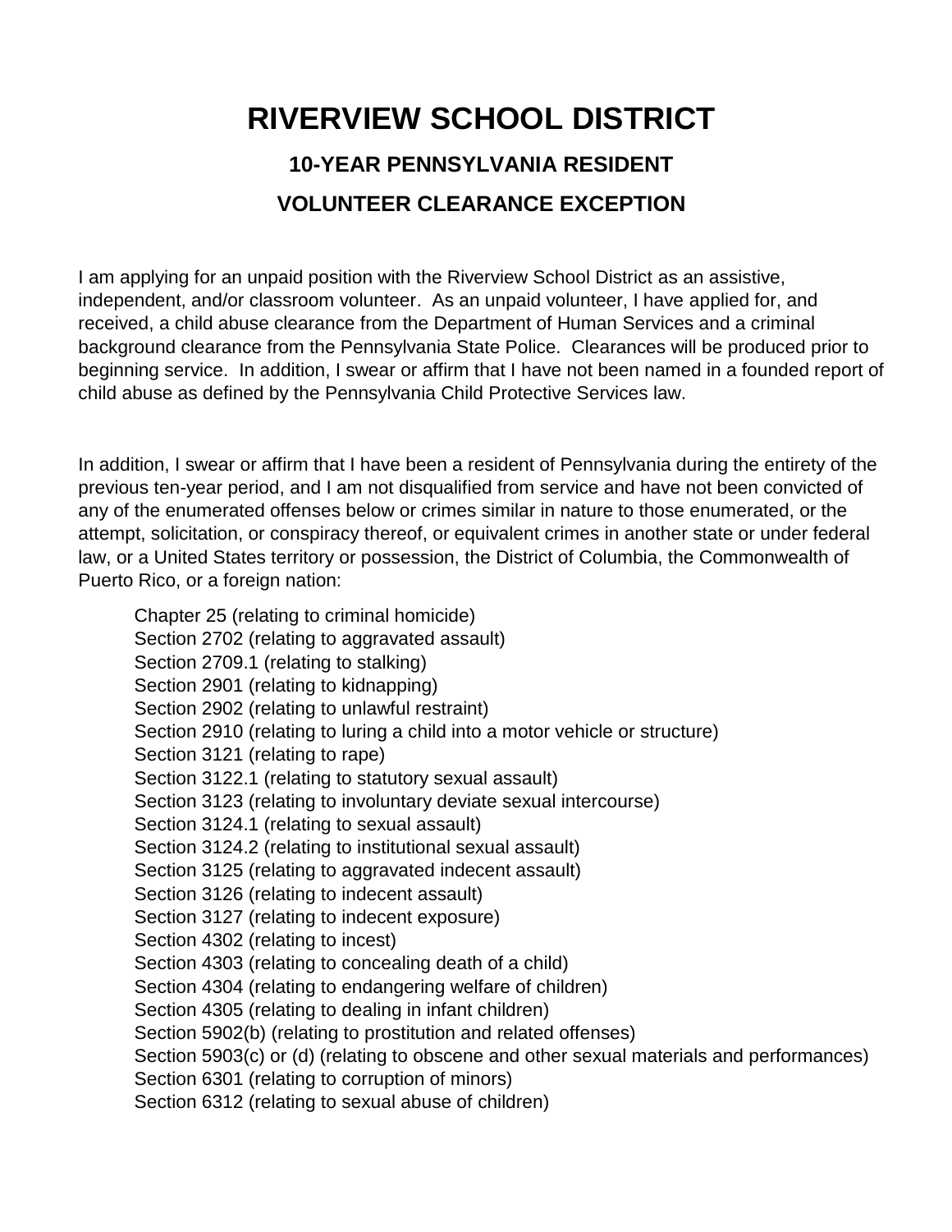# RIVERVIEW SCHOOL DISTRICT

## 10-YEAR PENNSYLVANIA RESIDENT

## VOLUNTEER CLEARANCE EXCEPTION

I am applying for an unpaid position with the Riverview School District as an assistive, independent, and/or classroom volunteer. As an unpaid volunteer, I have applied for, and received, a child abuse clearance from the Department of Human Services and a criminal background clearance from the Pennsylvania State Police. Clearances will be produced prior to beginning service. In addition, I swear or affirm that I have not been named in a founded report of child abuse as defined by the Pennsylvania Child Protective Services law.

In addition, I swear or affirm that I have been a resident of Pennsylvania during the entirety of the previous ten-year period, and I am not disqualified from service and have not been convicted of any of the enumerated offenses below or crimes similar in nature to those enumerated, or the attempt, solicitation, or conspiracy thereof, or equivalent crimes in another state or under federal law, or a United States territory or possession, the District of Columbia, the Commonwealth of Puerto Rico, or a foreign nation:

Chapter 25 (relating to criminal homicide)
Section 2702 (relating to aggravated assault)
Section 2709.1 (relating to stalking)
Section 2901 (relating to kidnapping)
Section 2902 (relating to unlawful restraint)
Section 2910 (relating to luring a child into a motor vehicle or structure)
Section 3121 (relating to rape)
Section 3122.1 (relating to statutory sexual assault)
Section 3123 (relating to involuntary deviate sexual intercourse)
Section 3124.1 (relating to sexual assault)
Section 3124.2 (relating to institutional sexual assault)
Section 3125 (relating to aggravated indecent assault)
Section 3126 (relating to indecent assault)
Section 3127 (relating to indecent exposure)
Section 4302 (relating to incest)
Section 4303 (relating to concealing death of a child)
Section 4304 (relating to endangering welfare of children)
Section 4305 (relating to dealing in infant children)
Section 5902(b) (relating to prostitution and related offenses)
Section 5903(c) or (d) (relating to obscene and other sexual materials and performances)
Section 6301 (relating to corruption of minors)
Section 6312 (relating to sexual abuse of children)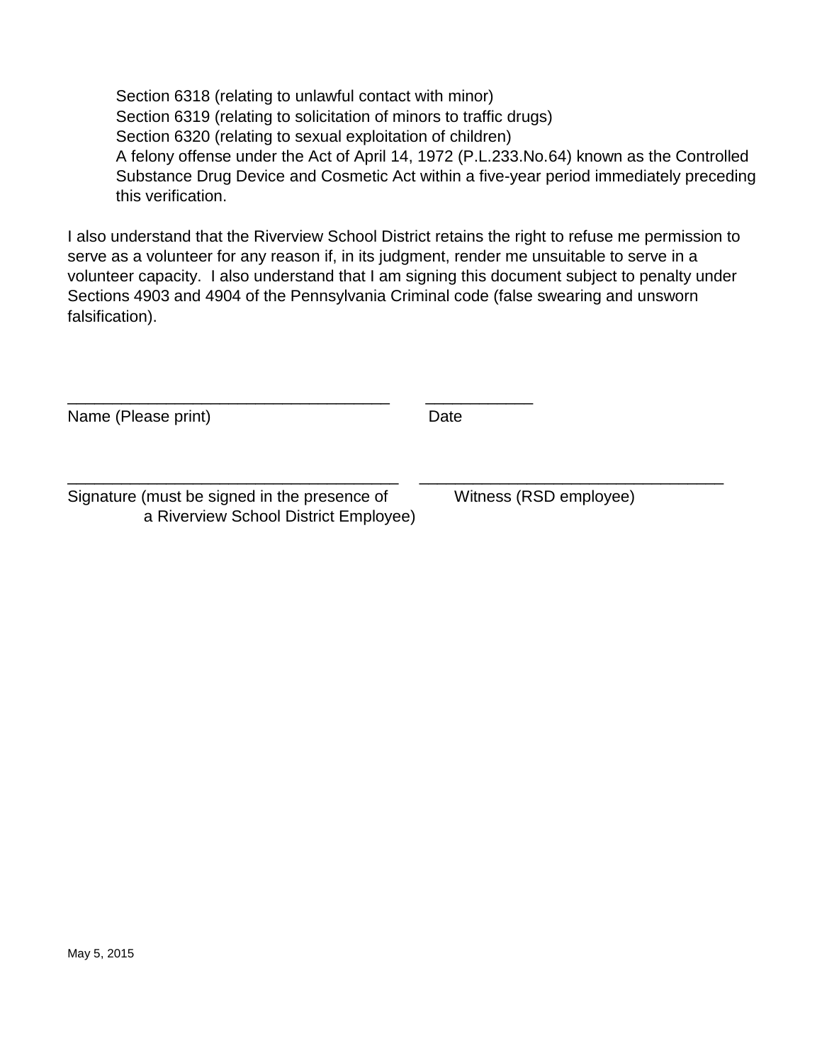Section 6318 (relating to unlawful contact with minor)
Section 6319 (relating to solicitation of minors to traffic drugs)
Section 6320 (relating to sexual exploitation of children)
A felony offense under the Act of April 14, 1972 (P.L.233.No.64) known as the Controlled Substance Drug Device and Cosmetic Act within a five-year period immediately preceding this verification.

I also understand that the Riverview School District retains the right to refuse me permission to serve as a volunteer for any reason if, in its judgment, render me unsuitable to serve in a volunteer capacity. I also understand that I am signing this document subject to penalty under Sections 4903 and 4904 of the Pennsylvania Criminal code (false swearing and unsworn falsification).

____________________________________ ____________
Name (Please print) Date

_____________________________________ __________________________________
Signature (must be signed in the presence of a Riverview School District Employee) Witness (RSD employee)

May 5, 2015